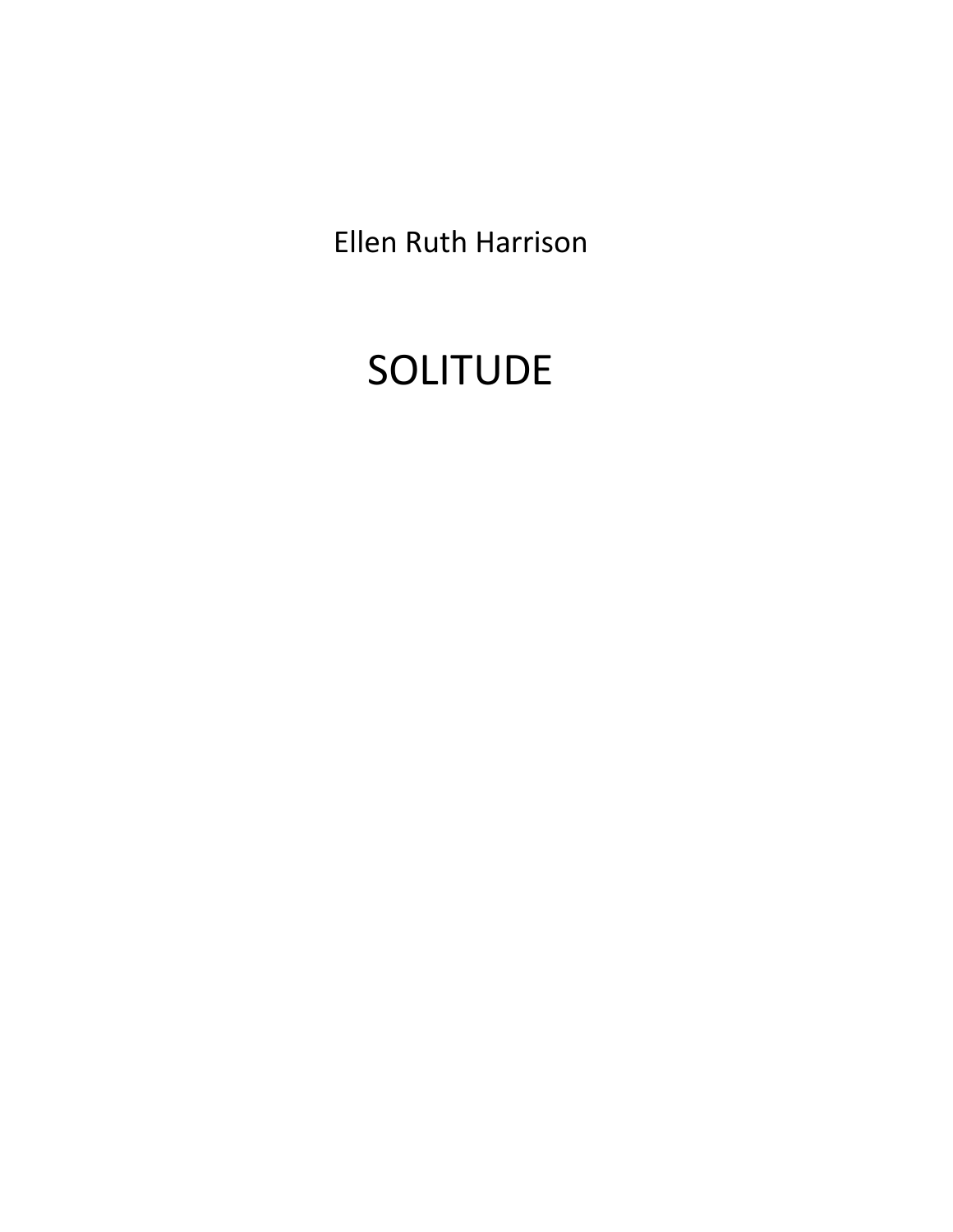Ellen Ruth Harrison

# SOLITUDE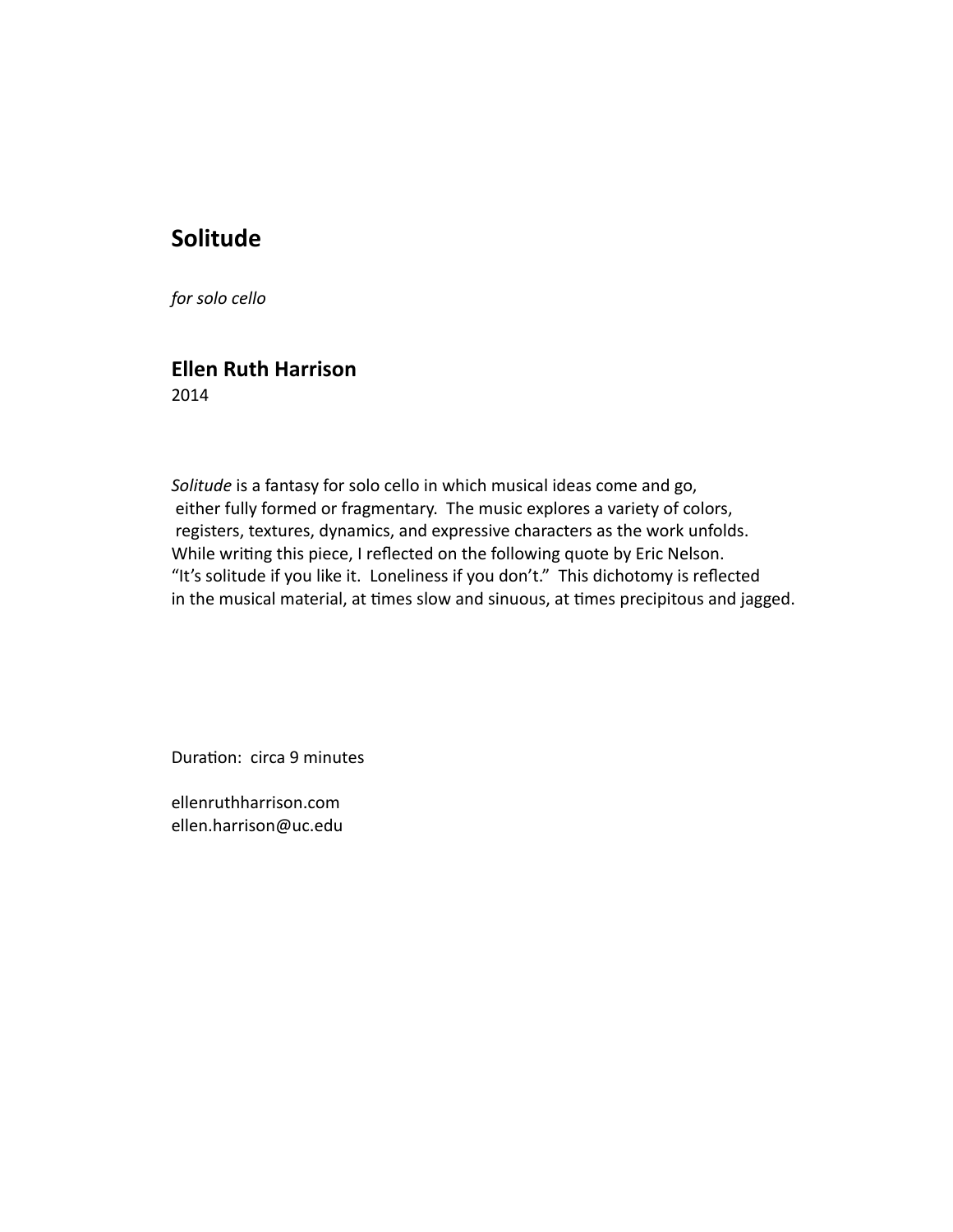# Solitude

*for solo cello*

## Ellen Ruth Harrison

2014

*Solitude* is a fantasy for solo cello in which musical ideas come and go, either fully formed or fragmentary. The music explores a variety of colors, registers, textures, dynamics, and expressive characters as the work unfolds. While writing this piece, I reflected on the following quote by Eric Nelson. "It's solitude if you like it. Loneliness if you don't." This dichotomy is reflected in the musical material, at times slow and sinuous, at times precipitous and jagged.

Duration: circa 9 minutes

ellenruthharrison.com
ellen.harrison@uc.edu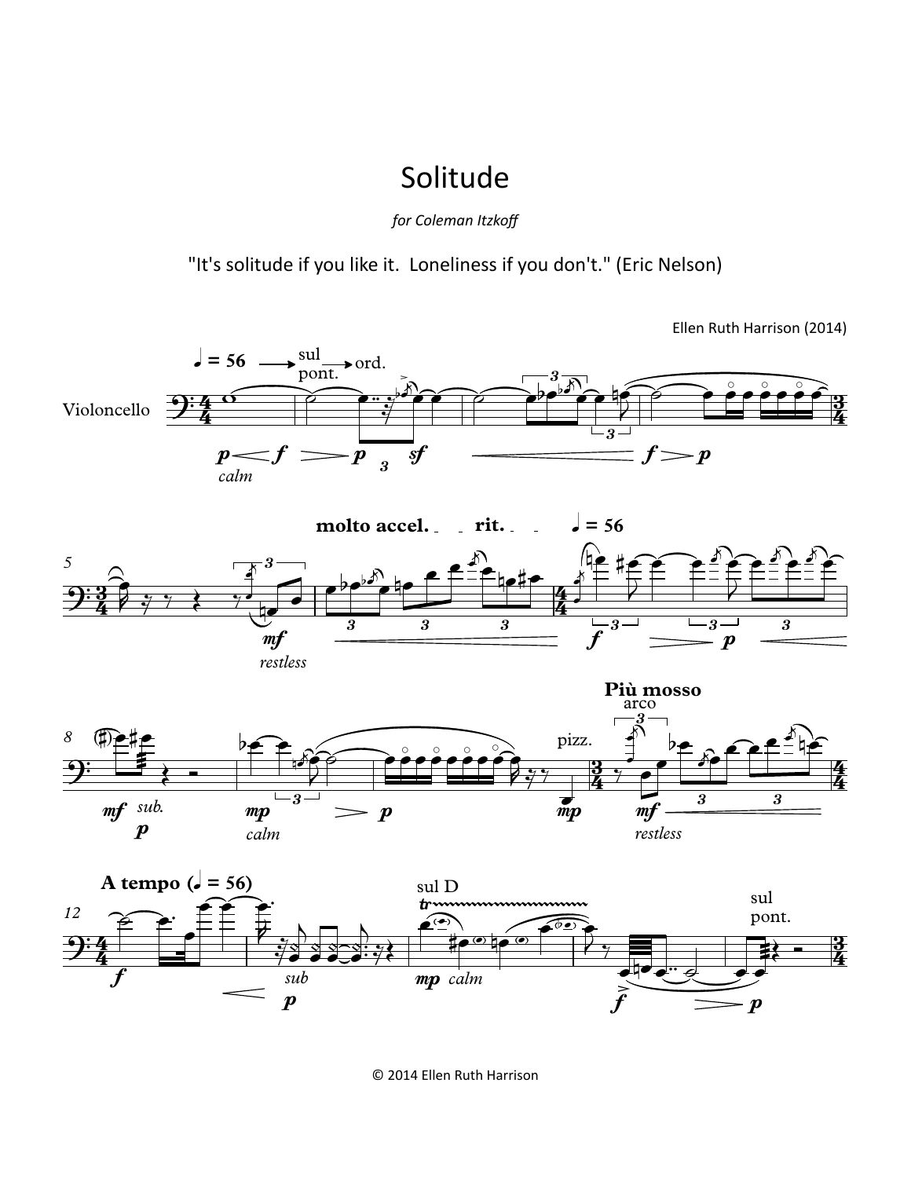# Solitude

*for Coleman Itzkoff*

"It's solitude if you like it.  Loneliness if you don't." (Eric Nelson)

Ellen Ruth Harrison (2014)

© 2014 Ellen Ruth Harrison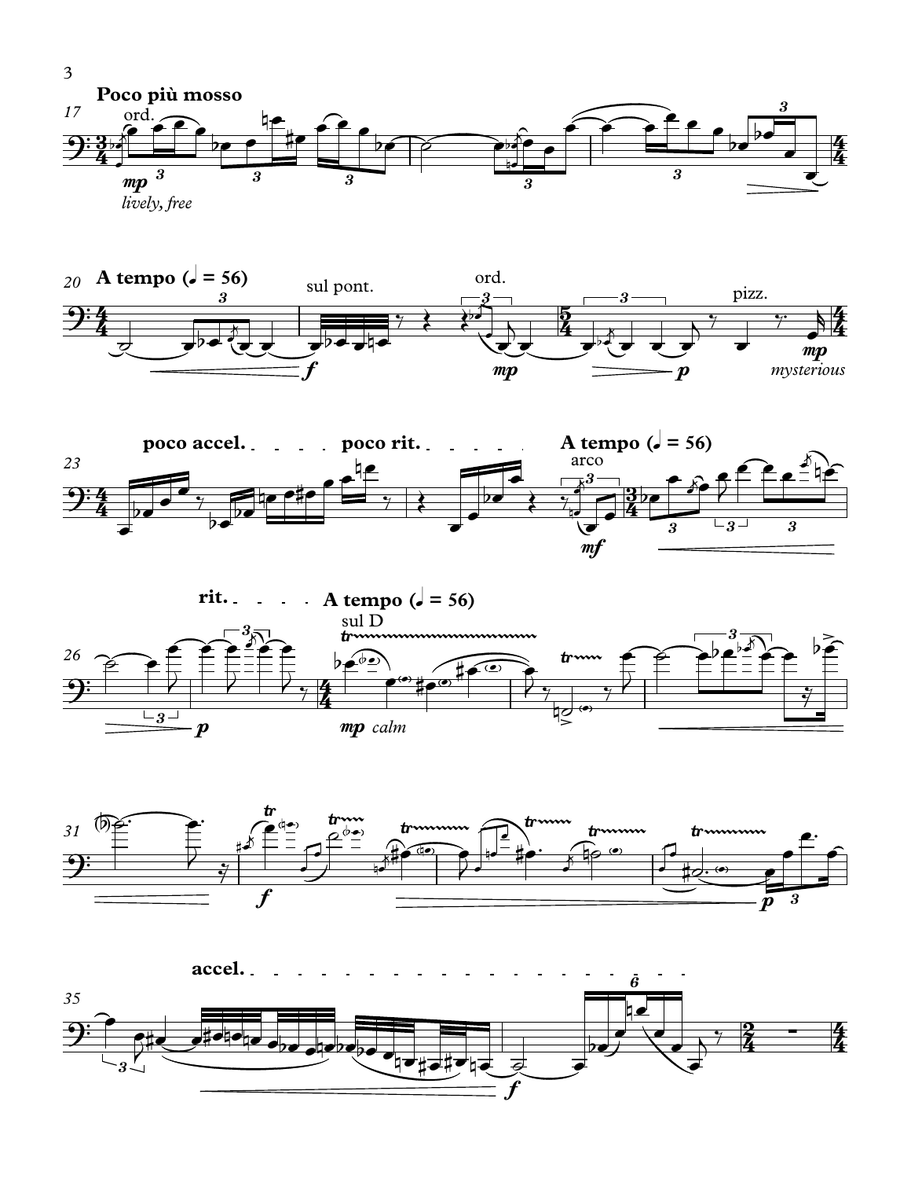**Poco più mosso**

ord.

*mp* *lively, free*

**A tempo (♩ = 56)**

sul pont.

*f*

ord.

*mp*

*p*

pizz.

*mp* *mysterious*

**poco accel.** **poco rit.** **A tempo (♩ = 56)**

arco

*mf*

*p*

**rit.** **A tempo (♩ = 56)**

sul D

*mp* *calm*

*f*

*p*

**accel.**

*f*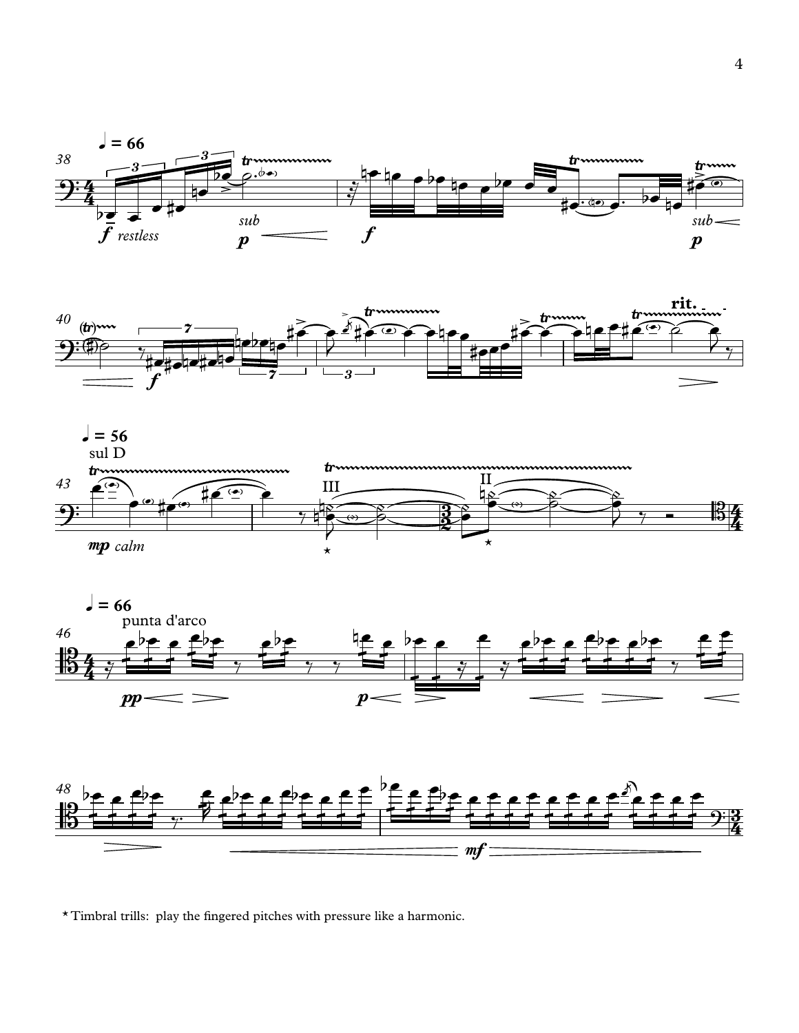* Timbral trills: play the fingered pitches with pressure like a harmonic.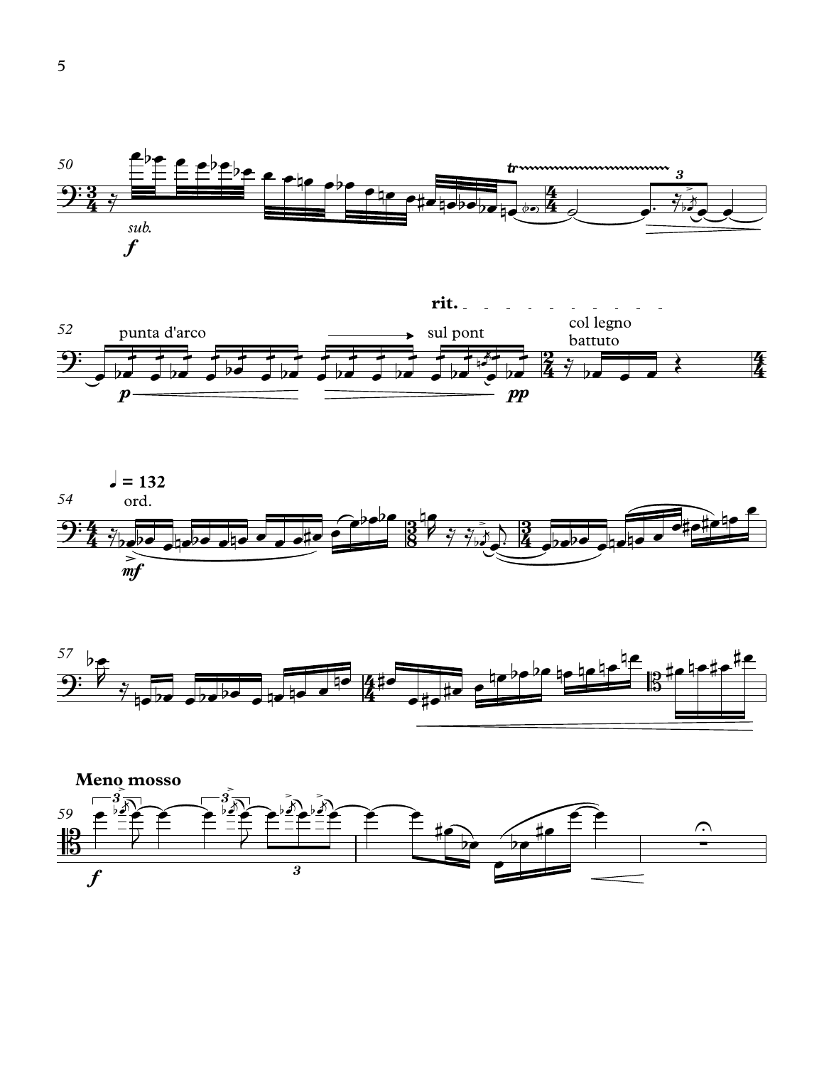sub. *f*

punta d'arco

*p*

sul pont

*pp*

**rit.**

col legno battuto

♩ = 132

ord.

*mf*

**Meno mosso**

*f*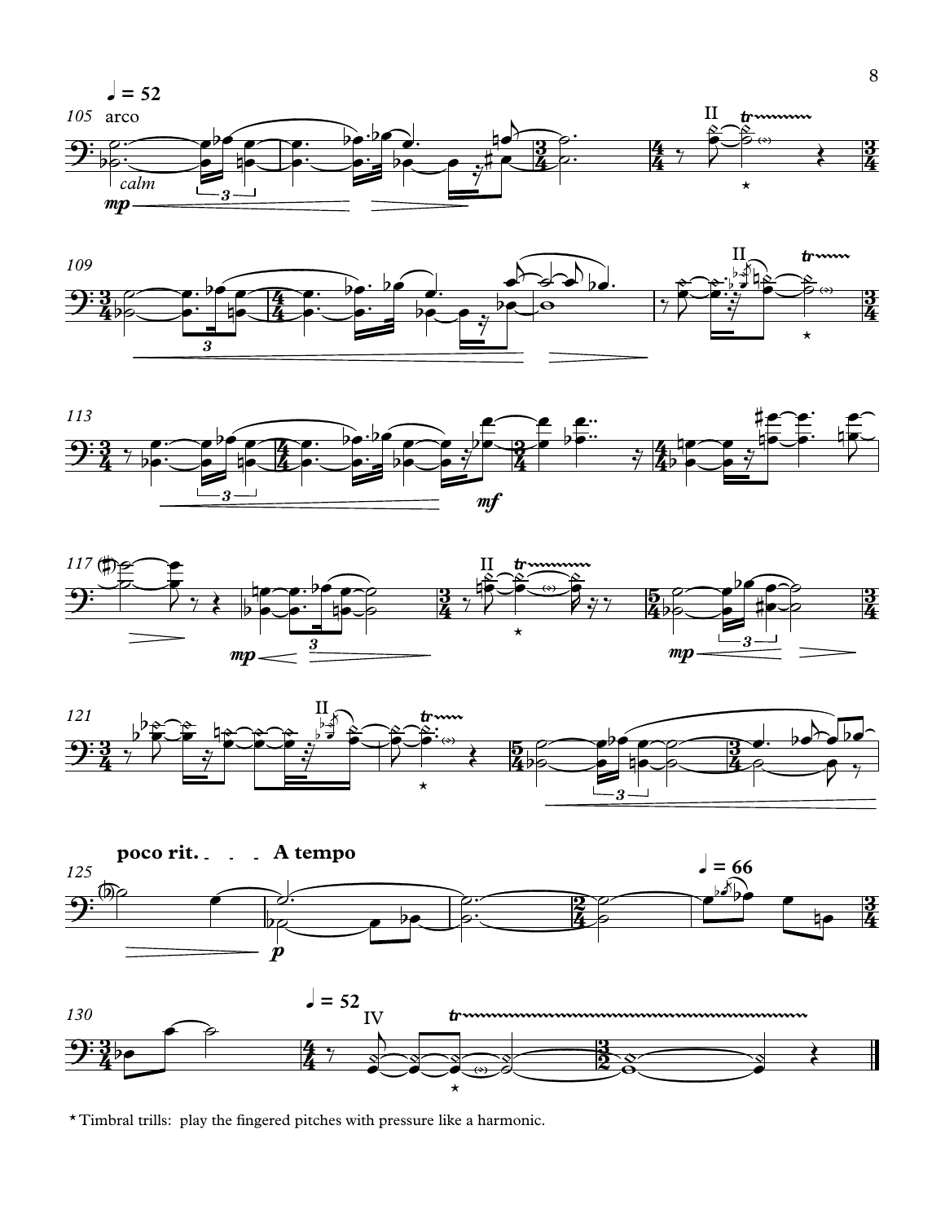★ Timbral trills: play the fingered pitches with pressure like a harmonic.